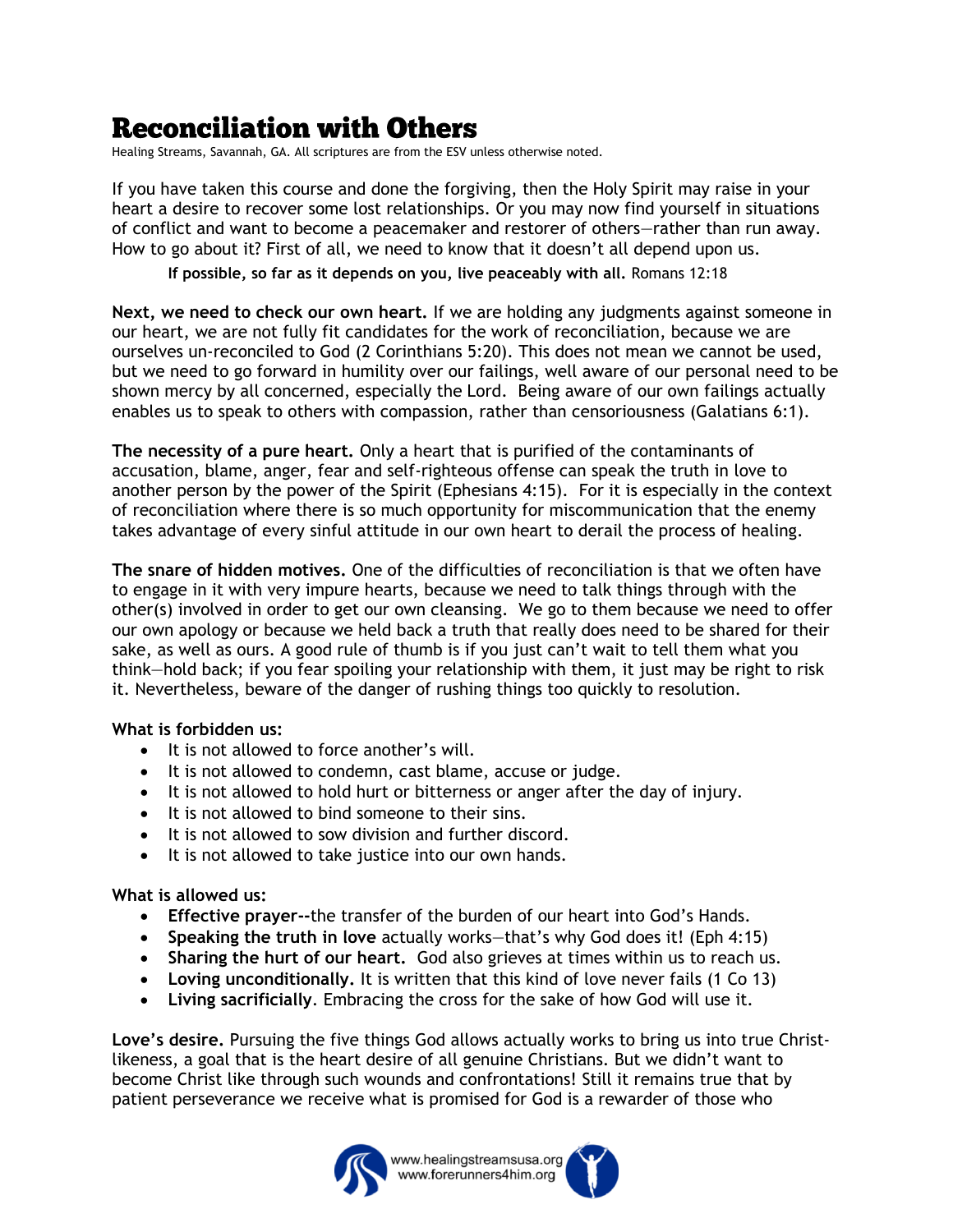# Reconciliation with Others

Healing Streams, Savannah, GA. All scriptures are from the ESV unless otherwise noted.

If you have taken this course and done the forgiving, then the Holy Spirit may raise in your heart a desire to recover some lost relationships. Or you may now find yourself in situations of conflict and want to become a peacemaker and restorer of others—rather than run away. How to go about it? First of all, we need to know that it doesn't all depend upon us.

> **If possible, so far as it depends on you, live peaceably with all.** Romans 12:18

**Next, we need to check our own heart.** If we are holding any judgments against someone in our heart, we are not fully fit candidates for the work of reconciliation, because we are ourselves un-reconciled to God (2 Corinthians 5:20). This does not mean we cannot be used, but we need to go forward in humility over our failings, well aware of our personal need to be shown mercy by all concerned, especially the Lord. Being aware of our own failings actually enables us to speak to others with compassion, rather than censoriousness (Galatians 6:1).

**The necessity of a pure heart.** Only a heart that is purified of the contaminants of accusation, blame, anger, fear and self-righteous offense can speak the truth in love to another person by the power of the Spirit (Ephesians 4:15). For it is especially in the context of reconciliation where there is so much opportunity for miscommunication that the enemy takes advantage of every sinful attitude in our own heart to derail the process of healing.

**The snare of hidden motives.** One of the difficulties of reconciliation is that we often have to engage in it with very impure hearts, because we need to talk things through with the other(s) involved in order to get our own cleansing. We go to them because we need to offer our own apology or because we held back a truth that really does need to be shared for their sake, as well as ours. A good rule of thumb is if you just can't wait to tell them what you think—hold back; if you fear spoiling your relationship with them, it just may be right to risk it. Nevertheless, beware of the danger of rushing things too quickly to resolution.

**What is forbidden us:**

- It is not allowed to force another's will.
- It is not allowed to condemn, cast blame, accuse or judge.
- It is not allowed to hold hurt or bitterness or anger after the day of injury.
- It is not allowed to bind someone to their sins.
- It is not allowed to sow division and further discord.
- It is not allowed to take justice into our own hands.

**What is allowed us:**

- **Effective prayer--**the transfer of the burden of our heart into God's Hands.
- **Speaking the truth in love** actually works—that's why God does it! (Eph 4:15)
- **Sharing the hurt of our heart.** God also grieves at times within us to reach us.
- **Loving unconditionally.** It is written that this kind of love never fails (1 Co 13)
- **Living sacrificially**. Embracing the cross for the sake of how God will use it.

**Love's desire.** Pursuing the five things God allows actually works to bring us into true Christ-likeness, a goal that is the heart desire of all genuine Christians. But we didn't want to become Christ like through such wounds and confrontations! Still it remains true that by patient perseverance we receive what is promised for God is a rewarder of those who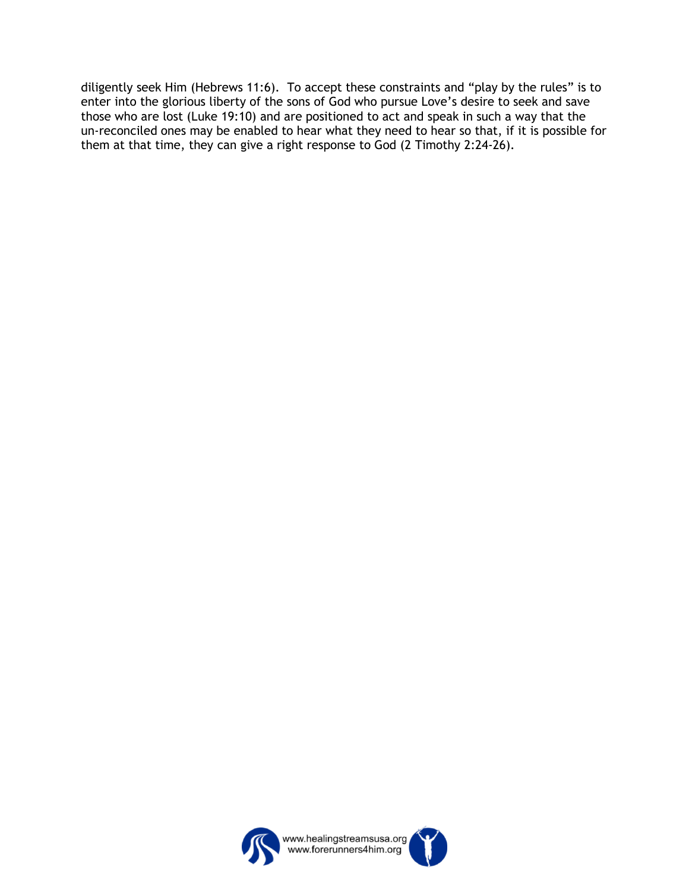diligently seek Him (Hebrews 11:6). To accept these constraints and "play by the rules" is to enter into the glorious liberty of the sons of God who pursue Love's desire to seek and save those who are lost (Luke 19:10) and are positioned to act and speak in such a way that the un-reconciled ones may be enabled to hear what they need to hear so that, if it is possible for them at that time, they can give a right response to God (2 Timothy 2:24-26).